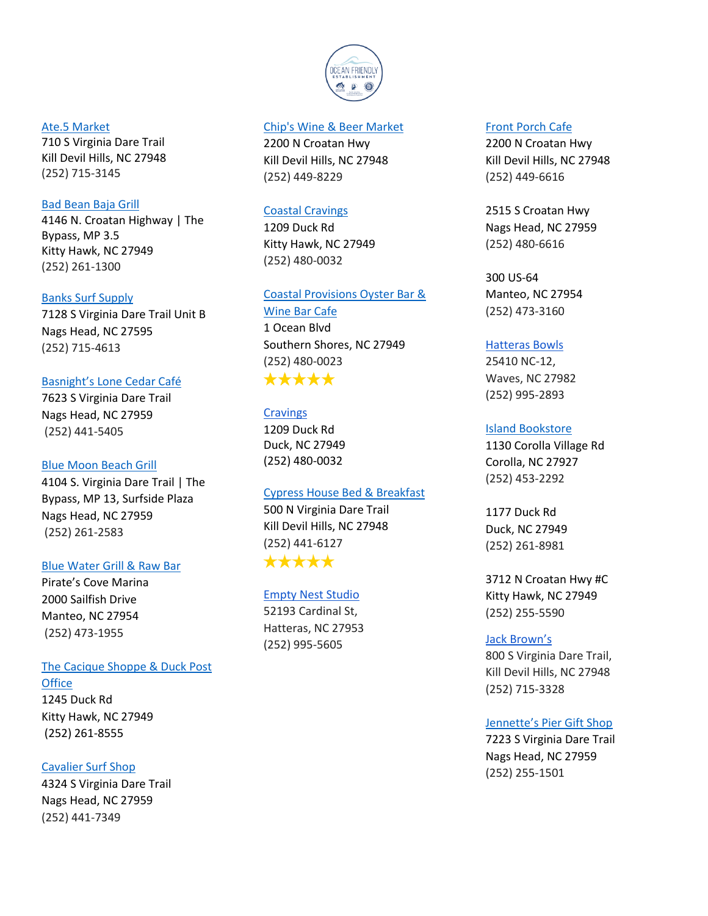Ate.5 Market
710 S Virginia Dare Trail
Kill Devil Hills, NC 27948
(252) 715-3145

Bad Bean Baja Grill
4146 N. Croatan Highway | The Bypass, MP 3.5
Kitty Hawk, NC 27949
(252) 261-1300

Banks Surf Supply
7128 S Virginia Dare Trail Unit B
Nags Head, NC 27595
(252) 715-4613

Basnight's Lone Cedar Café
7623 S Virginia Dare Trail
Nags Head, NC 27959
(252) 441-5405

Blue Moon Beach Grill
4104 S. Virginia Dare Trail | The Bypass, MP 13, Surfside Plaza
Nags Head, NC 27959
(252) 261-2583

Blue Water Grill & Raw Bar
Pirate's Cove Marina
2000 Sailfish Drive
Manteo, NC 27954
(252) 473-1955

The Cacique Shoppe & Duck Post Office
1245 Duck Rd
Kitty Hawk, NC 27949
(252) 261-8555

Cavalier Surf Shop
4324 S Virginia Dare Trail
Nags Head, NC 27959
(252) 441-7349

Chip's Wine & Beer Market
2200 N Croatan Hwy
Kill Devil Hills, NC 27948
(252) 449-8229

Coastal Cravings
1209 Duck Rd
Kitty Hawk, NC 27949
(252) 480-0032

Coastal Provisions Oyster Bar & Wine Bar Cafe
1 Ocean Blvd
Southern Shores, NC 27949
(252) 480-0023
★★★★★

Cravings
1209 Duck Rd
Duck, NC 27949
(252) 480-0032

Cypress House Bed & Breakfast
500 N Virginia Dare Trail
Kill Devil Hills, NC 27948
(252) 441-6127
★★★★★

Empty Nest Studio
52193 Cardinal St,
Hatteras, NC 27953
(252) 995-5605

Front Porch Cafe
2200 N Croatan Hwy
Kill Devil Hills, NC 27948
(252) 449-6616

2515 S Croatan Hwy
Nags Head, NC 27959
(252) 480-6616

300 US-64
Manteo, NC 27954
(252) 473-3160

Hatteras Bowls
25410 NC-12,
Waves, NC 27982
(252) 995-2893

Island Bookstore
1130 Corolla Village Rd
Corolla, NC 27927
(252) 453-2292

1177 Duck Rd
Duck, NC 27949
(252) 261-8981

3712 N Croatan Hwy #C
Kitty Hawk, NC 27949
(252) 255-5590

Jack Brown's
800 S Virginia Dare Trail,
Kill Devil Hills, NC 27948
(252) 715-3328

Jennette's Pier Gift Shop
7223 S Virginia Dare Trail
Nags Head, NC 27959
(252) 255-1501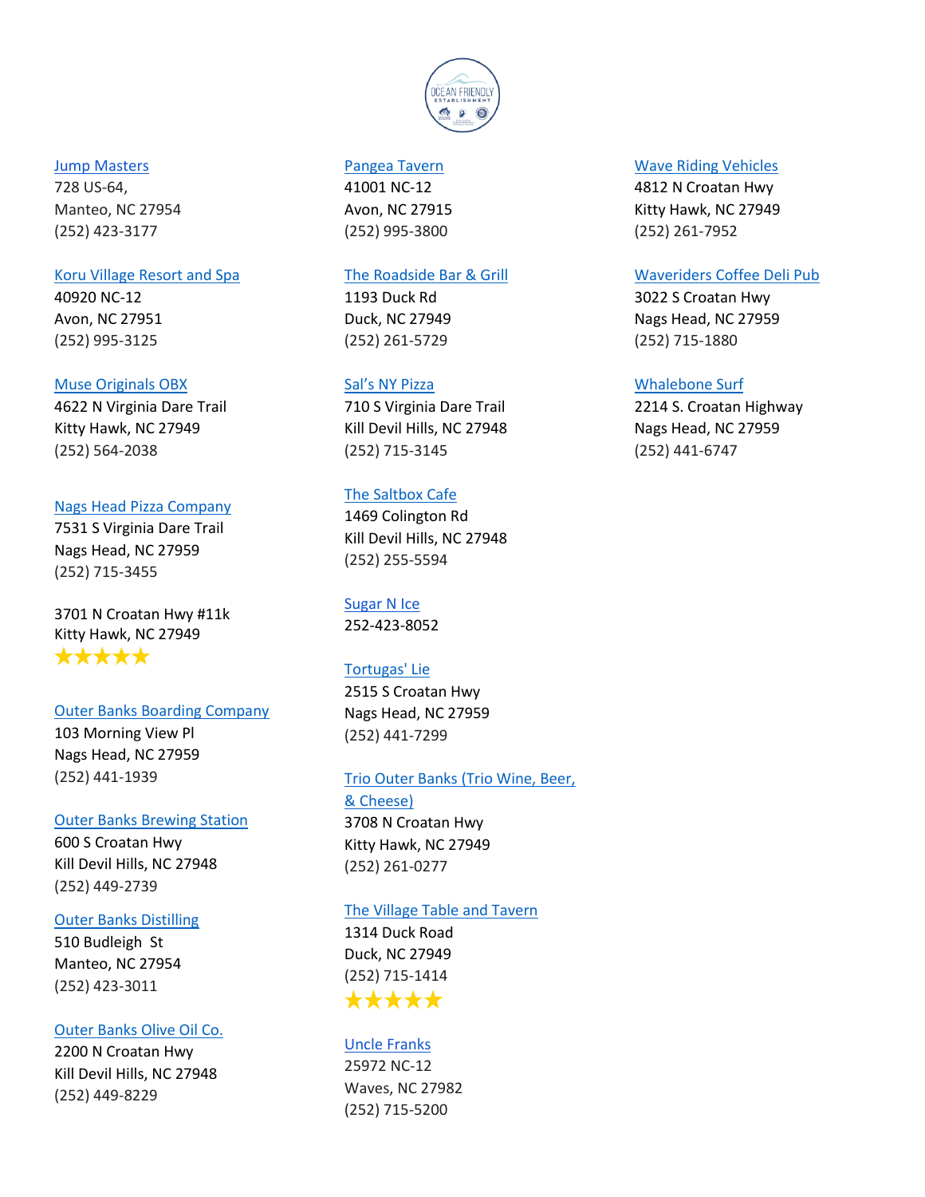Jump Masters
728 US-64,
Manteo, NC 27954
(252) 423-3177

Koru Village Resort and Spa
40920 NC-12
Avon, NC 27951
(252) 995-3125

Muse Originals OBX
4622 N Virginia Dare Trail
Kitty Hawk, NC 27949
(252) 564-2038

Nags Head Pizza Company
7531 S Virginia Dare Trail
Nags Head, NC 27959
(252) 715-3455

3701 N Croatan Hwy #11k
Kitty Hawk, NC 27949
★★★★★

Outer Banks Boarding Company
103 Morning View Pl
Nags Head, NC 27959
(252) 441-1939

Outer Banks Brewing Station
600 S Croatan Hwy
Kill Devil Hills, NC 27948
(252) 449-2739

Outer Banks Distilling
510 Budleigh St
Manteo, NC 27954
(252) 423-3011

Outer Banks Olive Oil Co.
2200 N Croatan Hwy
Kill Devil Hills, NC 27948
(252) 449-8229

Pangea Tavern
41001 NC-12
Avon, NC 27915
(252) 995-3800

The Roadside Bar & Grill
1193 Duck Rd
Duck, NC 27949
(252) 261-5729

Sal's NY Pizza
710 S Virginia Dare Trail
Kill Devil Hills, NC 27948
(252) 715-3145

The Saltbox Cafe
1469 Colington Rd
Kill Devil Hills, NC 27948
(252) 255-5594

Sugar N Ice
252-423-8052

Tortugas' Lie
2515 S Croatan Hwy
Nags Head, NC 27959
(252) 441-7299

Trio Outer Banks (Trio Wine, Beer, & Cheese)
3708 N Croatan Hwy
Kitty Hawk, NC 27949
(252) 261-0277

The Village Table and Tavern
1314 Duck Road
Duck, NC 27949
(252) 715-1414
★★★★★

Uncle Franks
25972 NC-12
Waves, NC 27982
(252) 715-5200

Wave Riding Vehicles
4812 N Croatan Hwy
Kitty Hawk, NC 27949
(252) 261-7952

Waveriders Coffee Deli Pub
3022 S Croatan Hwy
Nags Head, NC 27959
(252) 715-1880

Whalebone Surf
2214 S. Croatan Highway
Nags Head, NC 27959
(252) 441-6747